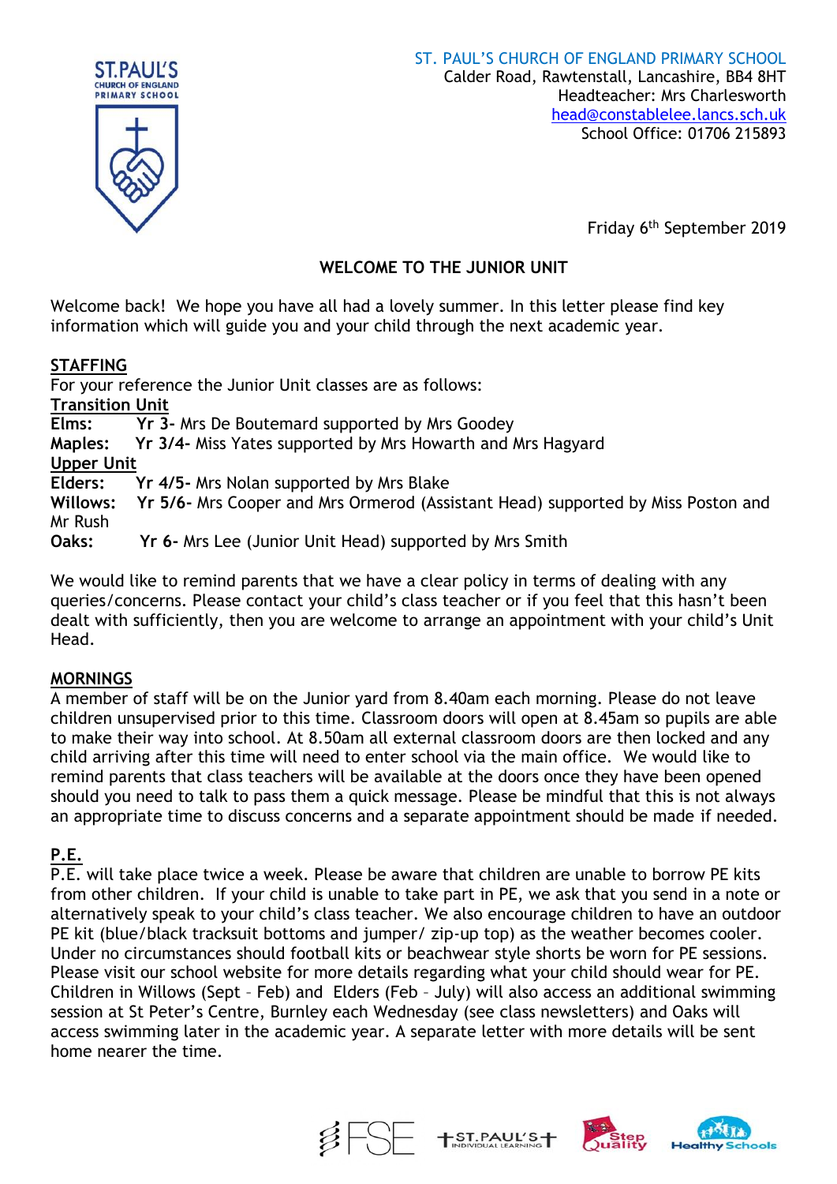ST. PAUL'S CHURCH OF ENGLAND PRIMARY SCHOOL
Calder Road, Rawtenstall, Lancashire, BB4 8HT
Headteacher: Mrs Charlesworth
head@constablelee.lancs.sch.uk
School Office: 01706 215893

Friday 6th September 2019

## WELCOME TO THE JUNIOR UNIT

Welcome back! We hope you have all had a lovely summer. In this letter please find key information which will guide you and your child through the next academic year.

### STAFFING

For your reference the Junior Unit classes are as follows:

**Transition Unit**

**Elms:** **Yr 3-** Mrs De Boutemard supported by Mrs Goodey
**Maples:** **Yr 3/4-** Miss Yates supported by Mrs Howarth and Mrs Hagyard

**Upper Unit**

**Elders:** **Yr 4/5-** Mrs Nolan supported by Mrs Blake
**Willows:** **Yr 5/6-** Mrs Cooper and Mrs Ormerod (Assistant Head) supported by Miss Poston and Mr Rush
**Oaks:** **Yr 6-** Mrs Lee (Junior Unit Head) supported by Mrs Smith

We would like to remind parents that we have a clear policy in terms of dealing with any queries/concerns. Please contact your child's class teacher or if you feel that this hasn't been dealt with sufficiently, then you are welcome to arrange an appointment with your child's Unit Head.

### MORNINGS

A member of staff will be on the Junior yard from 8.40am each morning. Please do not leave children unsupervised prior to this time. Classroom doors will open at 8.45am so pupils are able to make their way into school. At 8.50am all external classroom doors are then locked and any child arriving after this time will need to enter school via the main office. We would like to remind parents that class teachers will be available at the doors once they have been opened should you need to talk to pass them a quick message. Please be mindful that this is not always an appropriate time to discuss concerns and a separate appointment should be made if needed.

### P.E.

P.E. will take place twice a week. Please be aware that children are unable to borrow PE kits from other children. If your child is unable to take part in PE, we ask that you send in a note or alternatively speak to your child's class teacher. We also encourage children to have an outdoor PE kit (blue/black tracksuit bottoms and jumper/ zip-up top) as the weather becomes cooler. Under no circumstances should football kits or beachwear style shorts be worn for PE sessions. Please visit our school website for more details regarding what your child should wear for PE. Children in Willows (Sept – Feb) and Elders (Feb – July) will also access an additional swimming session at St Peter's Centre, Burnley each Wednesday (see class newsletters) and Oaks will access swimming later in the academic year. A separate letter with more details will be sent home nearer the time.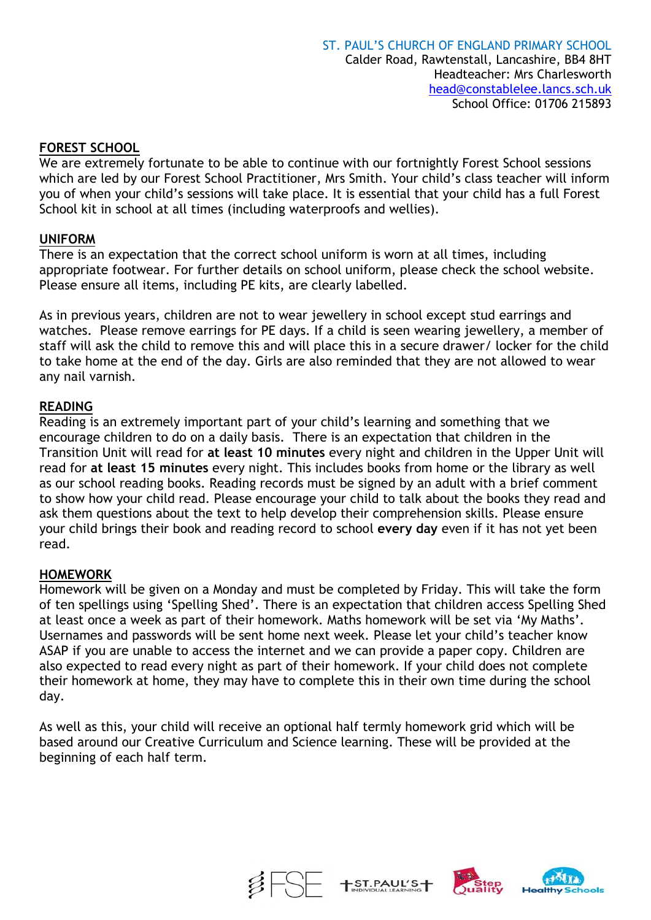ST. PAUL'S CHURCH OF ENGLAND PRIMARY SCHOOL
Calder Road, Rawtenstall, Lancashire, BB4 8HT
Headteacher: Mrs Charlesworth
head@constablelee.lancs.sch.uk
School Office: 01706 215893

## FOREST SCHOOL

We are extremely fortunate to be able to continue with our fortnightly Forest School sessions which are led by our Forest School Practitioner, Mrs Smith. Your child's class teacher will inform you of when your child's sessions will take place. It is essential that your child has a full Forest School kit in school at all times (including waterproofs and wellies).

## UNIFORM

There is an expectation that the correct school uniform is worn at all times, including appropriate footwear. For further details on school uniform, please check the school website. Please ensure all items, including PE kits, are clearly labelled.

As in previous years, children are not to wear jewellery in school except stud earrings and watches. Please remove earrings for PE days. If a child is seen wearing jewellery, a member of staff will ask the child to remove this and will place this in a secure drawer/ locker for the child to take home at the end of the day. Girls are also reminded that they are not allowed to wear any nail varnish.

## READING

Reading is an extremely important part of your child's learning and something that we encourage children to do on a daily basis. There is an expectation that children in the Transition Unit will read for **at least 10 minutes** every night and children in the Upper Unit will read for **at least 15 minutes** every night. This includes books from home or the library as well as our school reading books. Reading records must be signed by an adult with a brief comment to show how your child read. Please encourage your child to talk about the books they read and ask them questions about the text to help develop their comprehension skills. Please ensure your child brings their book and reading record to school **every day** even if it has not yet been read.

## HOMEWORK

Homework will be given on a Monday and must be completed by Friday. This will take the form of ten spellings using 'Spelling Shed'. There is an expectation that children access Spelling Shed at least once a week as part of their homework. Maths homework will be set via 'My Maths'. Usernames and passwords will be sent home next week. Please let your child's teacher know ASAP if you are unable to access the internet and we can provide a paper copy. Children are also expected to read every night as part of their homework. If your child does not complete their homework at home, they may have to complete this in their own time during the school day.

As well as this, your child will receive an optional half termly homework grid which will be based around our Creative Curriculum and Science learning. These will be provided at the beginning of each half term.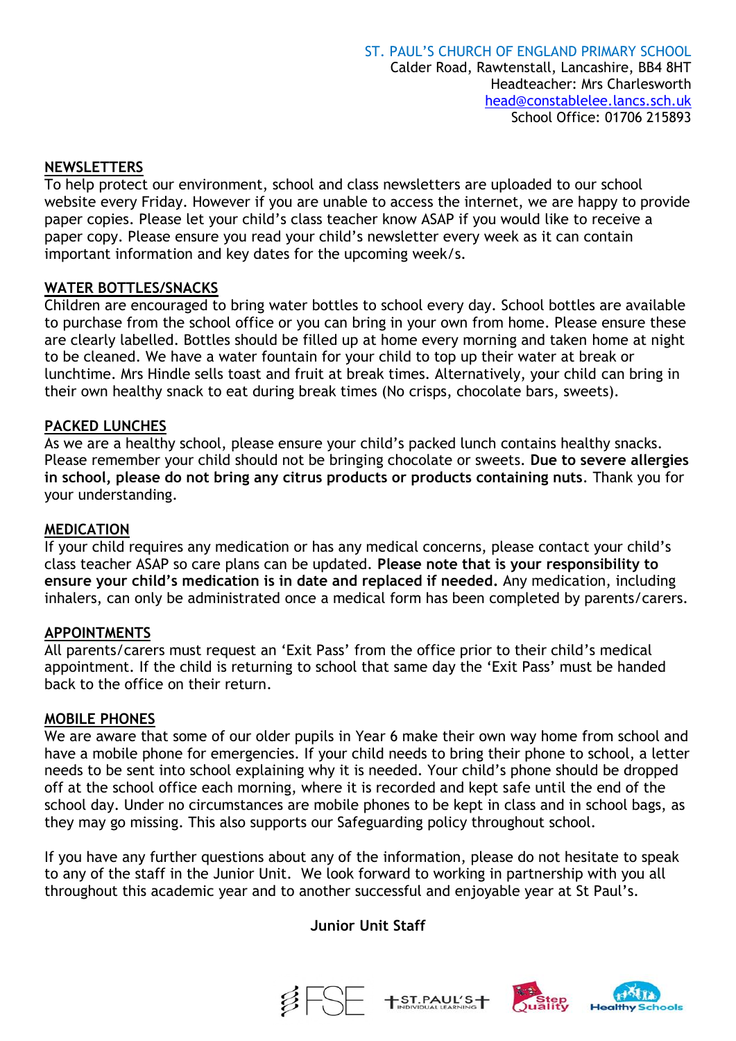ST. PAUL'S CHURCH OF ENGLAND PRIMARY SCHOOL
Calder Road, Rawtenstall, Lancashire, BB4 8HT
Headteacher: Mrs Charlesworth
head@constablelee.lancs.sch.uk
School Office: 01706 215893

## NEWSLETTERS

To help protect our environment, school and class newsletters are uploaded to our school website every Friday. However if you are unable to access the internet, we are happy to provide paper copies. Please let your child's class teacher know ASAP if you would like to receive a paper copy. Please ensure you read your child's newsletter every week as it can contain important information and key dates for the upcoming week/s.

## WATER BOTTLES/SNACKS

Children are encouraged to bring water bottles to school every day. School bottles are available to purchase from the school office or you can bring in your own from home. Please ensure these are clearly labelled. Bottles should be filled up at home every morning and taken home at night to be cleaned. We have a water fountain for your child to top up their water at break or lunchtime. Mrs Hindle sells toast and fruit at break times. Alternatively, your child can bring in their own healthy snack to eat during break times (No crisps, chocolate bars, sweets).

## PACKED LUNCHES

As we are a healthy school, please ensure your child's packed lunch contains healthy snacks. Please remember your child should not be bringing chocolate or sweets. **Due to severe allergies in school, please do not bring any citrus products or products containing nuts**. Thank you for your understanding.

## MEDICATION

If your child requires any medication or has any medical concerns, please contact your child's class teacher ASAP so care plans can be updated. **Please note that is your responsibility to ensure your child's medication is in date and replaced if needed.** Any medication, including inhalers, can only be administrated once a medical form has been completed by parents/carers.

## APPOINTMENTS

All parents/carers must request an 'Exit Pass' from the office prior to their child's medical appointment. If the child is returning to school that same day the 'Exit Pass' must be handed back to the office on their return.

## MOBILE PHONES

We are aware that some of our older pupils in Year 6 make their own way home from school and have a mobile phone for emergencies. If your child needs to bring their phone to school, a letter needs to be sent into school explaining why it is needed. Your child's phone should be dropped off at the school office each morning, where it is recorded and kept safe until the end of the school day. Under no circumstances are mobile phones to be kept in class and in school bags, as they may go missing. This also supports our Safeguarding policy throughout school.

If you have any further questions about any of the information, please do not hesitate to speak to any of the staff in the Junior Unit. We look forward to working in partnership with you all throughout this academic year and to another successful and enjoyable year at St Paul's.

**Junior Unit Staff**